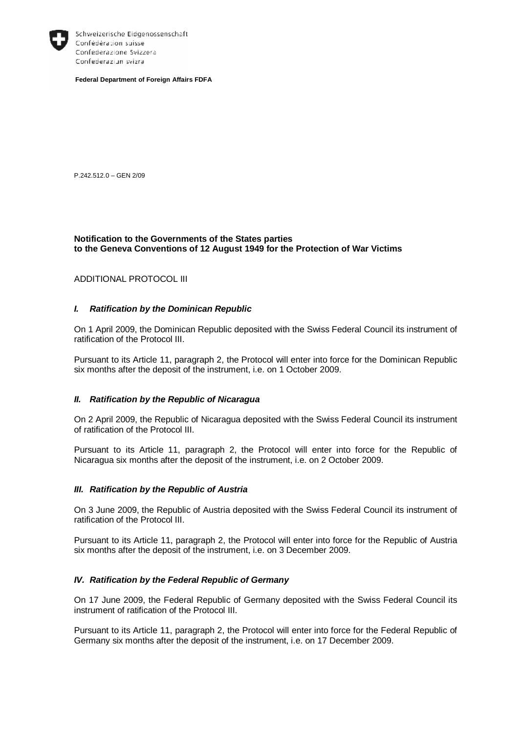Schweizerische Eidgenossenschaft
Confédération suisse
Confederazione Svizzera
Confederaziun svizra

**Federal Department of Foreign Affairs FDFA**

P.242.512.0 – GEN 2/09

**Notification to the Governments of the States parties to the Geneva Conventions of 12 August 1949 for the Protection of War Victims**

ADDITIONAL PROTOCOL III

### *I. Ratification by the Dominican Republic*

On 1 April 2009, the Dominican Republic deposited with the Swiss Federal Council its instrument of ratification of the Protocol III.

Pursuant to its Article 11, paragraph 2, the Protocol will enter into force for the Dominican Republic six months after the deposit of the instrument, i.e. on 1 October 2009.

### *II. Ratification by the Republic of Nicaragua*

On 2 April 2009, the Republic of Nicaragua deposited with the Swiss Federal Council its instrument of ratification of the Protocol III.

Pursuant to its Article 11, paragraph 2, the Protocol will enter into force for the Republic of Nicaragua six months after the deposit of the instrument, i.e. on 2 October 2009.

### *III. Ratification by the Republic of Austria*

On 3 June 2009, the Republic of Austria deposited with the Swiss Federal Council its instrument of ratification of the Protocol III.

Pursuant to its Article 11, paragraph 2, the Protocol will enter into force for the Republic of Austria six months after the deposit of the instrument, i.e. on 3 December 2009.

### *IV. Ratification by the Federal Republic of Germany*

On 17 June 2009, the Federal Republic of Germany deposited with the Swiss Federal Council its instrument of ratification of the Protocol III.

Pursuant to its Article 11, paragraph 2, the Protocol will enter into force for the Federal Republic of Germany six months after the deposit of the instrument, i.e. on 17 December 2009.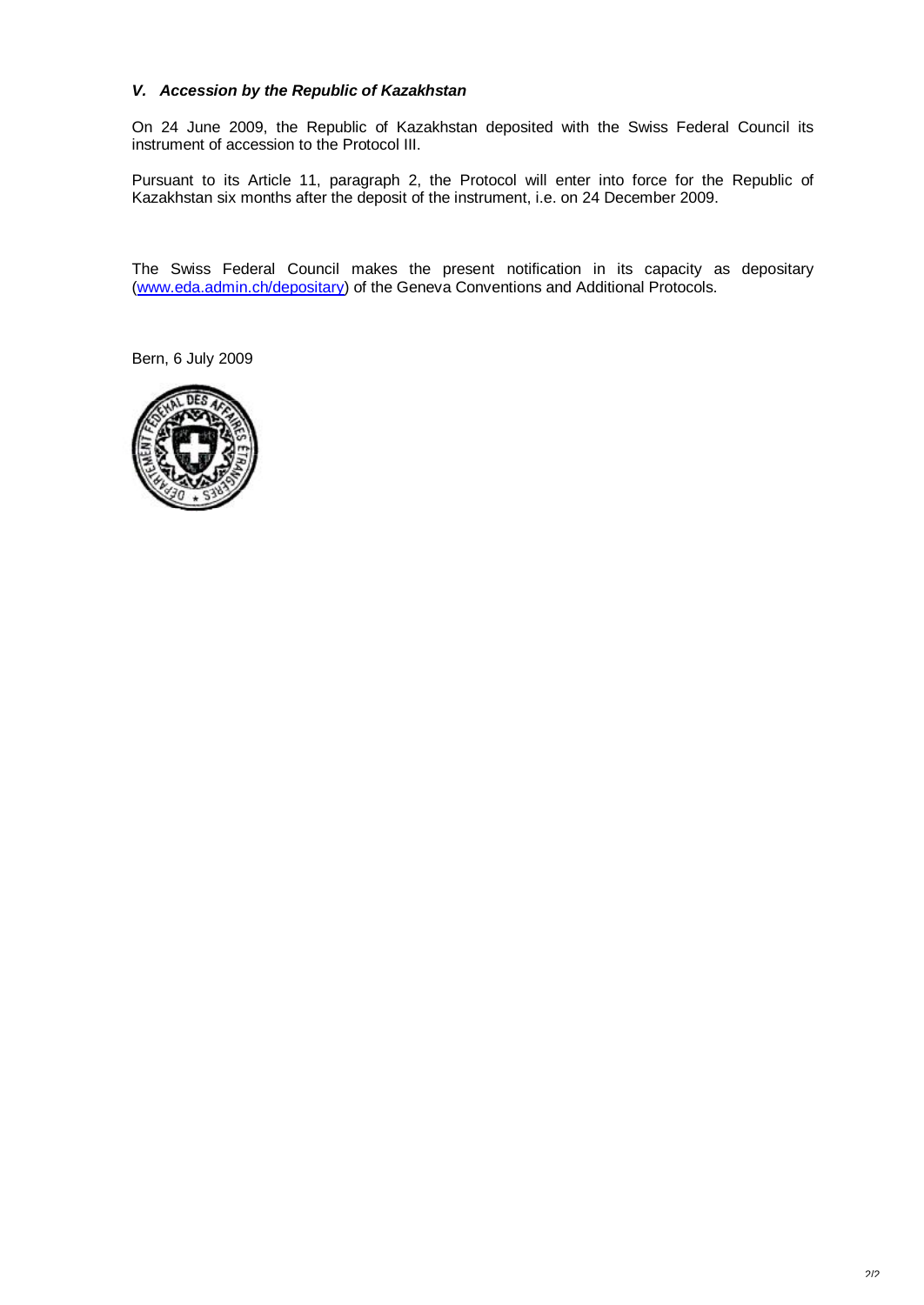### *V. Accession by the Republic of Kazakhstan*

On 24 June 2009, the Republic of Kazakhstan deposited with the Swiss Federal Council its instrument of accession to the Protocol III.

Pursuant to its Article 11, paragraph 2, the Protocol will enter into force for the Republic of Kazakhstan six months after the deposit of the instrument, i.e. on 24 December 2009.

The Swiss Federal Council makes the present notification in its capacity as depositary (www.eda.admin.ch/depositary) of the Geneva Conventions and Additional Protocols.

Bern, 6 July 2009